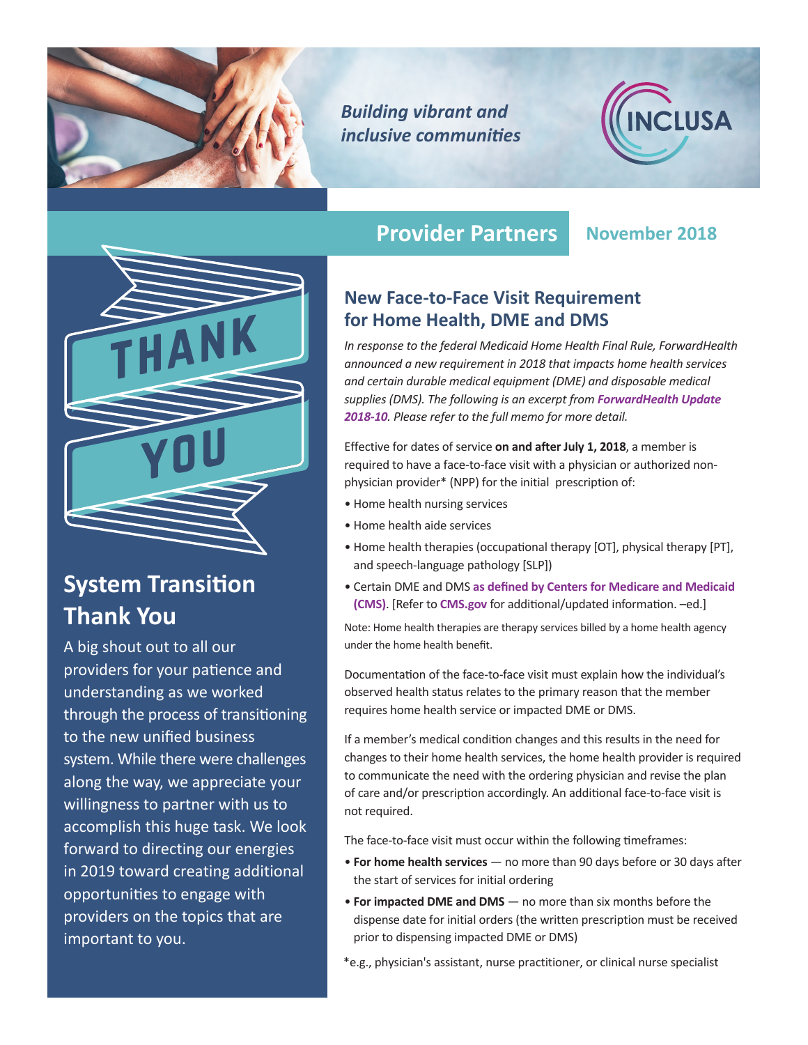*Building vibrant and inclusive communities*

INCLUSA

# Provider Partners

**November 2018**

## New Face-to-Face Visit Requirement for Home Health, DME and DMS

*In response to the federal Medicaid Home Health Final Rule, ForwardHealth announced a new requirement in 2018 that impacts home health services and certain durable medical equipment (DME) and disposable medical supplies (DMS). The following is an excerpt from* ***ForwardHealth Update 2018-10****. Please refer to the full memo for more detail.*

Effective for dates of service **on and after July 1, 2018**, a member is required to have a face-to-face visit with a physician or authorized non-physician provider* (NPP) for the initial prescription of:

- Home health nursing services
- Home health aide services
- Home health therapies (occupational therapy [OT], physical therapy [PT], and speech-language pathology [SLP])
- Certain DME and DMS **as defined by Centers for Medicare and Medicaid (CMS)**. [Refer to **CMS.gov** for additional/updated information. –ed.]

Note: Home health therapies are therapy services billed by a home health agency under the home health benefit.

Documentation of the face-to-face visit must explain how the individual's observed health status relates to the primary reason that the member requires home health service or impacted DME or DMS.

If a member's medical condition changes and this results in the need for changes to their home health services, the home health provider is required to communicate the need with the ordering physician and revise the plan of care and/or prescription accordingly. An additional face-to-face visit is not required.

The face-to-face visit must occur within the following timeframes:

- **For home health services** — no more than 90 days before or 30 days after the start of services for initial ordering
- **For impacted DME and DMS** — no more than six months before the dispense date for initial orders (the written prescription must be received prior to dispensing impacted DME or DMS)

*e.g., physician's assistant, nurse practitioner, or clinical nurse specialist

THANK YOU

## System Transition Thank You

A big shout out to all our providers for your patience and understanding as we worked through the process of transitioning to the new unified business system. While there were challenges along the way, we appreciate your willingness to partner with us to accomplish this huge task. We look forward to directing our energies in 2019 toward creating additional opportunities to engage with providers on the topics that are important to you.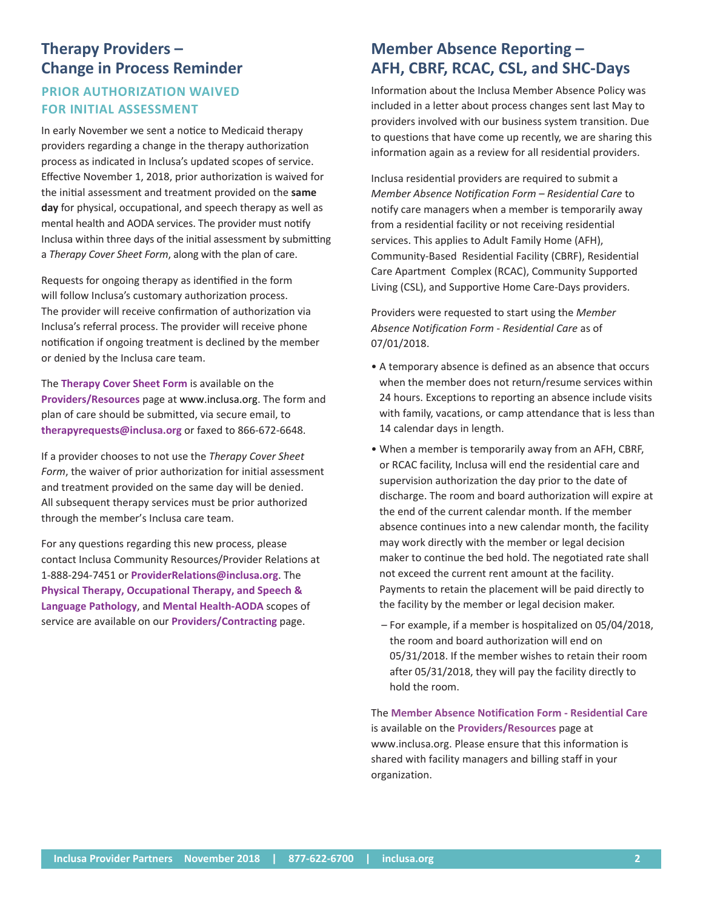## Therapy Providers – Change in Process Reminder

### PRIOR AUTHORIZATION WAIVED FOR INITIAL ASSESSMENT

In early November we sent a notice to Medicaid therapy providers regarding a change in the therapy authorization process as indicated in Inclusa's updated scopes of service. Effective November 1, 2018, prior authorization is waived for the initial assessment and treatment provided on the **same day** for physical, occupational, and speech therapy as well as mental health and AODA services. The provider must notify Inclusa within three days of the initial assessment by submitting a *Therapy Cover Sheet Form*, along with the plan of care.

Requests for ongoing therapy as identified in the form will follow Inclusa's customary authorization process. The provider will receive confirmation of authorization via Inclusa's referral process. The provider will receive phone notification if ongoing treatment is declined by the member or denied by the Inclusa care team.

The **Therapy Cover Sheet Form** is available on the **Providers/Resources** page at www.inclusa.org. The form and plan of care should be submitted, via secure email, to **therapyrequests@inclusa.org** or faxed to 866-672-6648.

If a provider chooses to not use the *Therapy Cover Sheet Form*, the waiver of prior authorization for initial assessment and treatment provided on the same day will be denied. All subsequent therapy services must be prior authorized through the member's Inclusa care team.

For any questions regarding this new process, please contact Inclusa Community Resources/Provider Relations at 1-888-294-7451 or **ProviderRelations@inclusa.org**. The **Physical Therapy, Occupational Therapy, and Speech & Language Pathology**, and **Mental Health-AODA** scopes of service are available on our **Providers/Contracting** page.

## Member Absence Reporting – AFH, CBRF, RCAC, CSL, and SHC-Days

Information about the Inclusa Member Absence Policy was included in a letter about process changes sent last May to providers involved with our business system transition. Due to questions that have come up recently, we are sharing this information again as a review for all residential providers.

Inclusa residential providers are required to submit a *Member Absence Notification Form – Residential Care* to notify care managers when a member is temporarily away from a residential facility or not receiving residential services. This applies to Adult Family Home (AFH), Community-Based Residential Facility (CBRF), Residential Care Apartment Complex (RCAC), Community Supported Living (CSL), and Supportive Home Care-Days providers.

Providers were requested to start using the *Member Absence Notification Form - Residential Care* as of 07/01/2018.

- A temporary absence is defined as an absence that occurs when the member does not return/resume services within 24 hours. Exceptions to reporting an absence include visits with family, vacations, or camp attendance that is less than 14 calendar days in length.
- When a member is temporarily away from an AFH, CBRF, or RCAC facility, Inclusa will end the residential care and supervision authorization the day prior to the date of discharge. The room and board authorization will expire at the end of the current calendar month. If the member absence continues into a new calendar month, the facility may work directly with the member or legal decision maker to continue the bed hold. The negotiated rate shall not exceed the current rent amount at the facility. Payments to retain the placement will be paid directly to the facility by the member or legal decision maker.
  - For example, if a member is hospitalized on 05/04/2018, the room and board authorization will end on 05/31/2018. If the member wishes to retain their room after 05/31/2018, they will pay the facility directly to hold the room.

The **Member Absence Notification Form - Residential Care** is available on the **Providers/Resources** page at www.inclusa.org. Please ensure that this information is shared with facility managers and billing staff in your organization.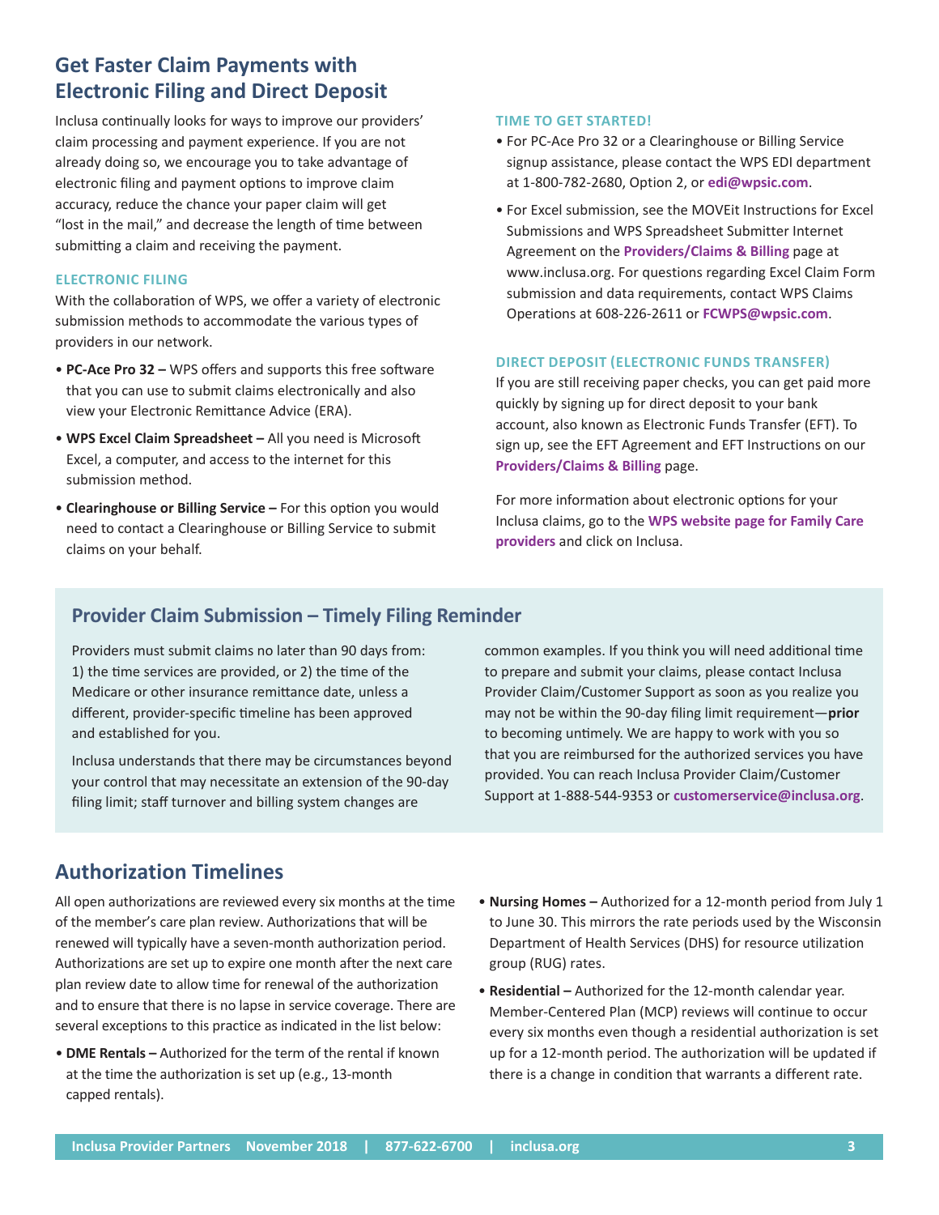## Get Faster Claim Payments with Electronic Filing and Direct Deposit

Inclusa continually looks for ways to improve our providers' claim processing and payment experience. If you are not already doing so, we encourage you to take advantage of electronic filing and payment options to improve claim accuracy, reduce the chance your paper claim will get "lost in the mail," and decrease the length of time between submitting a claim and receiving the payment.

### ELECTRONIC FILING

With the collaboration of WPS, we offer a variety of electronic submission methods to accommodate the various types of providers in our network.

- **PC-Ace Pro 32 –** WPS offers and supports this free software that you can use to submit claims electronically and also view your Electronic Remittance Advice (ERA).
- **WPS Excel Claim Spreadsheet –** All you need is Microsoft Excel, a computer, and access to the internet for this submission method.
- **Clearinghouse or Billing Service –** For this option you would need to contact a Clearinghouse or Billing Service to submit claims on your behalf.

### TIME TO GET STARTED!

- For PC-Ace Pro 32 or a Clearinghouse or Billing Service signup assistance, please contact the WPS EDI department at 1-800-782-2680, Option 2, or **edi@wpsic.com**.
- For Excel submission, see the MOVEit Instructions for Excel Submissions and WPS Spreadsheet Submitter Internet Agreement on the **Providers/Claims & Billing** page at www.inclusa.org. For questions regarding Excel Claim Form submission and data requirements, contact WPS Claims Operations at 608-226-2611 or **FCWPS@wpsic.com**.

### DIRECT DEPOSIT (ELECTRONIC FUNDS TRANSFER)

If you are still receiving paper checks, you can get paid more quickly by signing up for direct deposit to your bank account, also known as Electronic Funds Transfer (EFT). To sign up, see the EFT Agreement and EFT Instructions on our **Providers/Claims & Billing** page.

For more information about electronic options for your Inclusa claims, go to the **WPS website page for Family Care providers** and click on Inclusa.

## Provider Claim Submission – Timely Filing Reminder

Providers must submit claims no later than 90 days from: 1) the time services are provided, or 2) the time of the Medicare or other insurance remittance date, unless a different, provider-specific timeline has been approved and established for you.

Inclusa understands that there may be circumstances beyond your control that may necessitate an extension of the 90-day filing limit; staff turnover and billing system changes are common examples. If you think you will need additional time to prepare and submit your claims, please contact Inclusa Provider Claim/Customer Support as soon as you realize you may not be within the 90-day filing limit requirement—**prior** to becoming untimely. We are happy to work with you so that you are reimbursed for the authorized services you have provided. You can reach Inclusa Provider Claim/Customer Support at 1-888-544-9353 or **customerservice@inclusa.org**.

## Authorization Timelines

All open authorizations are reviewed every six months at the time of the member's care plan review. Authorizations that will be renewed will typically have a seven-month authorization period. Authorizations are set up to expire one month after the next care plan review date to allow time for renewal of the authorization and to ensure that there is no lapse in service coverage. There are several exceptions to this practice as indicated in the list below:

- **DME Rentals –** Authorized for the term of the rental if known at the time the authorization is set up (e.g., 13-month capped rentals).
- **Nursing Homes –** Authorized for a 12-month period from July 1 to June 30. This mirrors the rate periods used by the Wisconsin Department of Health Services (DHS) for resource utilization group (RUG) rates.
- **Residential –** Authorized for the 12-month calendar year. Member-Centered Plan (MCP) reviews will continue to occur every six months even though a residential authorization is set up for a 12-month period. The authorization will be updated if there is a change in condition that warrants a different rate.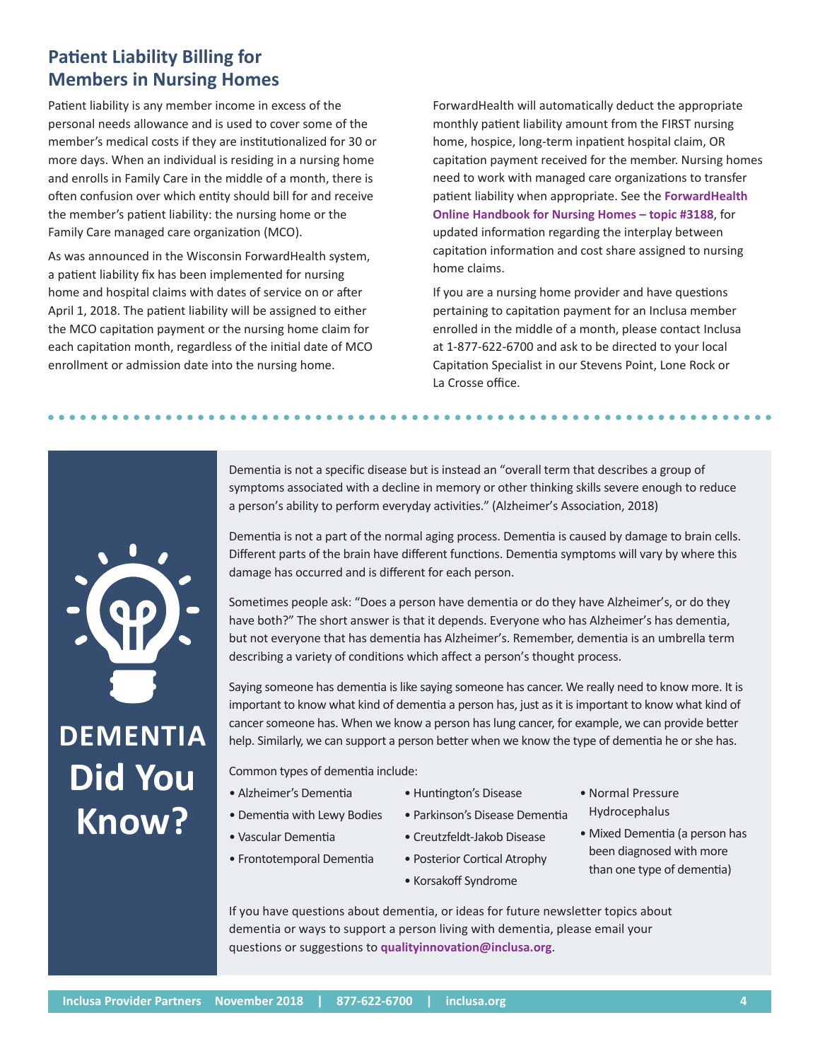## Patient Liability Billing for Members in Nursing Homes

Patient liability is any member income in excess of the personal needs allowance and is used to cover some of the member's medical costs if they are institutionalized for 30 or more days. When an individual is residing in a nursing home and enrolls in Family Care in the middle of a month, there is often confusion over which entity should bill for and receive the member's patient liability: the nursing home or the Family Care managed care organization (MCO).

As was announced in the Wisconsin ForwardHealth system, a patient liability fix has been implemented for nursing home and hospital claims with dates of service on or after April 1, 2018. The patient liability will be assigned to either the MCO capitation payment or the nursing home claim for each capitation month, regardless of the initial date of MCO enrollment or admission date into the nursing home.

ForwardHealth will automatically deduct the appropriate monthly patient liability amount from the FIRST nursing home, hospice, long-term inpatient hospital claim, OR capitation payment received for the member. Nursing homes need to work with managed care organizations to transfer patient liability when appropriate. See the **ForwardHealth Online Handbook for Nursing Homes – topic #3188**, for updated information regarding the interplay between capitation information and cost share assigned to nursing home claims.

If you are a nursing home provider and have questions pertaining to capitation payment for an Inclusa member enrolled in the middle of a month, please contact Inclusa at 1-877-622-6700 and ask to be directed to your local Capitation Specialist in our Stevens Point, Lone Rock or La Crosse office.

## DEMENTIA Did You Know?

Dementia is not a specific disease but is instead an "overall term that describes a group of symptoms associated with a decline in memory or other thinking skills severe enough to reduce a person's ability to perform everyday activities." (Alzheimer's Association, 2018)

Dementia is not a part of the normal aging process. Dementia is caused by damage to brain cells. Different parts of the brain have different functions. Dementia symptoms will vary by where this damage has occurred and is different for each person.

Sometimes people ask: "Does a person have dementia or do they have Alzheimer's, or do they have both?" The short answer is that it depends. Everyone who has Alzheimer's has dementia, but not everyone that has dementia has Alzheimer's. Remember, dementia is an umbrella term describing a variety of conditions which affect a person's thought process.

Saying someone has dementia is like saying someone has cancer. We really need to know more. It is important to know what kind of dementia a person has, just as it is important to know what kind of cancer someone has. When we know a person has lung cancer, for example, we can provide better help. Similarly, we can support a person better when we know the type of dementia he or she has.

Common types of dementia include:

- Alzheimer's Dementia
- Dementia with Lewy Bodies
- Vascular Dementia
- Frontotemporal Dementia
- Huntington's Disease
- Parkinson's Disease Dementia
- Creutzfeldt-Jakob Disease
- Posterior Cortical Atrophy
- Korsakoff Syndrome
- Normal Pressure Hydrocephalus
- Mixed Dementia (a person has been diagnosed with more than one type of dementia)

If you have questions about dementia, or ideas for future newsletter topics about dementia or ways to support a person living with dementia, please email your questions or suggestions to **qualityinnovation@inclusa.org**.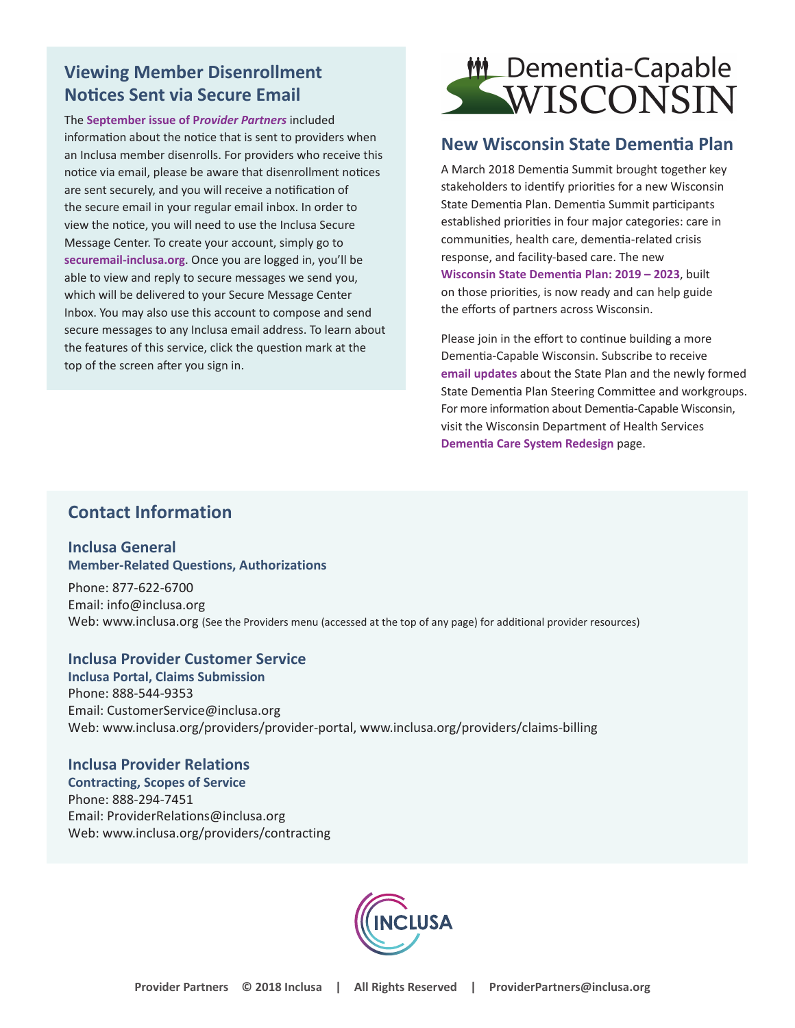## Viewing Member Disenrollment Notices Sent via Secure Email

The **September issue of *Provider Partners*** included information about the notice that is sent to providers when an Inclusa member disenrolls. For providers who receive this notice via email, please be aware that disenrollment notices are sent securely, and you will receive a notification of the secure email in your regular email inbox. In order to view the notice, you will need to use the Inclusa Secure Message Center. To create your account, simply go to **securemail-inclusa.org**. Once you are logged in, you'll be able to view and reply to secure messages we send you, which will be delivered to your Secure Message Center Inbox. You may also use this account to compose and send secure messages to any Inclusa email address. To learn about the features of this service, click the question mark at the top of the screen after you sign in.

Dementia-Capable WISCONSIN

## New Wisconsin State Dementia Plan

A March 2018 Dementia Summit brought together key stakeholders to identify priorities for a new Wisconsin State Dementia Plan. Dementia Summit participants established priorities in four major categories: care in communities, health care, dementia-related crisis response, and facility-based care. The new **Wisconsin State Dementia Plan: 2019 – 2023**, built on those priorities, is now ready and can help guide the efforts of partners across Wisconsin.

Please join in the effort to continue building a more Dementia-Capable Wisconsin. Subscribe to receive **email updates** about the State Plan and the newly formed State Dementia Plan Steering Committee and workgroups. For more information about Dementia-Capable Wisconsin, visit the Wisconsin Department of Health Services **Dementia Care System Redesign** page.

## Contact Information

### Inclusa General
**Member-Related Questions, Authorizations**

Phone: 877-622-6700
Email: info@inclusa.org
Web: www.inclusa.org (See the Providers menu (accessed at the top of any page) for additional provider resources)

### Inclusa Provider Customer Service
**Inclusa Portal, Claims Submission**

Phone: 888-544-9353
Email: CustomerService@inclusa.org
Web: www.inclusa.org/providers/provider-portal, www.inclusa.org/providers/claims-billing

### Inclusa Provider Relations
**Contracting, Scopes of Service**

Phone: 888-294-7451
Email: ProviderRelations@inclusa.org
Web: www.inclusa.org/providers/contracting

INCLUSA

Provider Partners © 2018 Inclusa | All Rights Reserved | ProviderPartners@inclusa.org